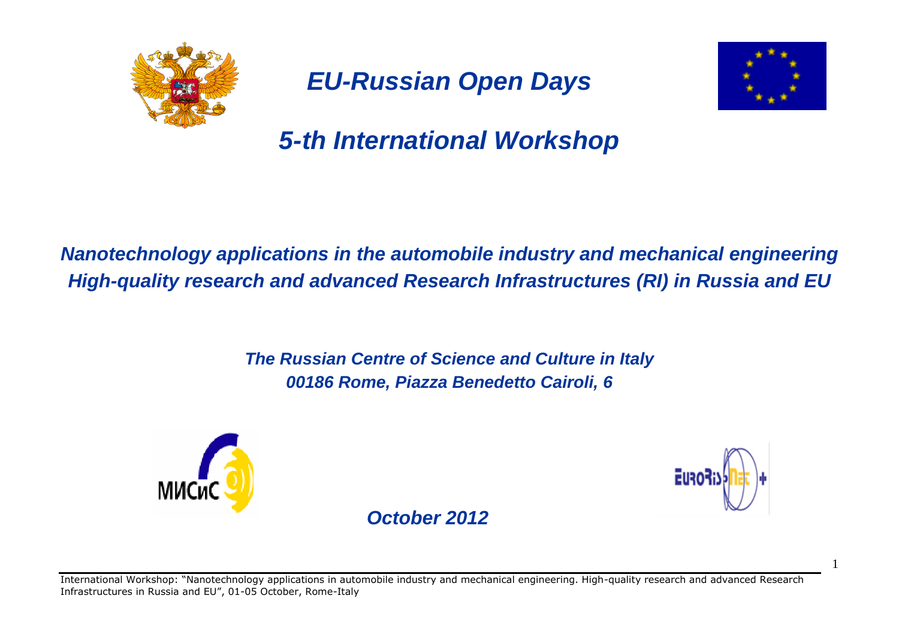# *EU-Russian Open Days*

## *5-th International Workshop*

***Nanotechnology applications in the automobile industry and mechanical engineering***
***High-quality research and advanced Research Infrastructures (RI) in Russia and EU***

***The Russian Centre of Science and Culture in Italy***
***00186 Rome, Piazza Benedetto Cairoli, 6***

МИСиС

EURORISNET+

***October 2012***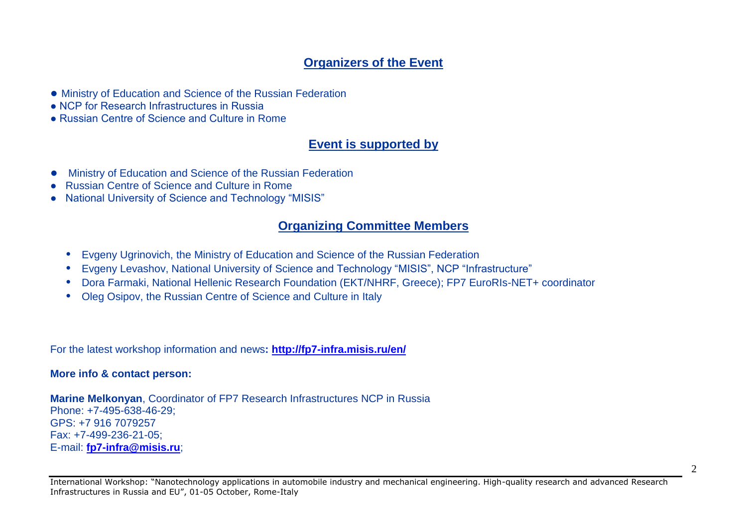## Organizers of the Event

- Ministry of Education and Science of the Russian Federation
- NCP for Research Infrastructures in Russia
- Russian Centre of Science and Culture in Rome

## Event is supported by

- Ministry of Education and Science of the Russian Federation
- Russian Centre of Science and Culture in Rome
- National University of Science and Technology "MISIS"

## Organizing Committee Members

- Evgeny Ugrinovich, the Ministry of Education and Science of the Russian Federation
- Evgeny Levashov, National University of Science and Technology "MISIS", NCP "Infrastructure"
- Dora Farmaki, National Hellenic Research Foundation (EKT/NHRF, Greece); FP7 EuroRIs-NET+ coordinator
- Oleg Osipov, the Russian Centre of Science and Culture in Italy

For the latest workshop information and news**: http://fp7-infra.misis.ru/en/**

**More info & contact person:**

**Marine Melkonyan**, Coordinator of FP7 Research Infrastructures NCP in Russia
Phone: +7-495-638-46-29;
GPS: +7 916 7079257
Fax: +7-499-236-21-05;
E-mail: **fp7-infra@misis.ru**;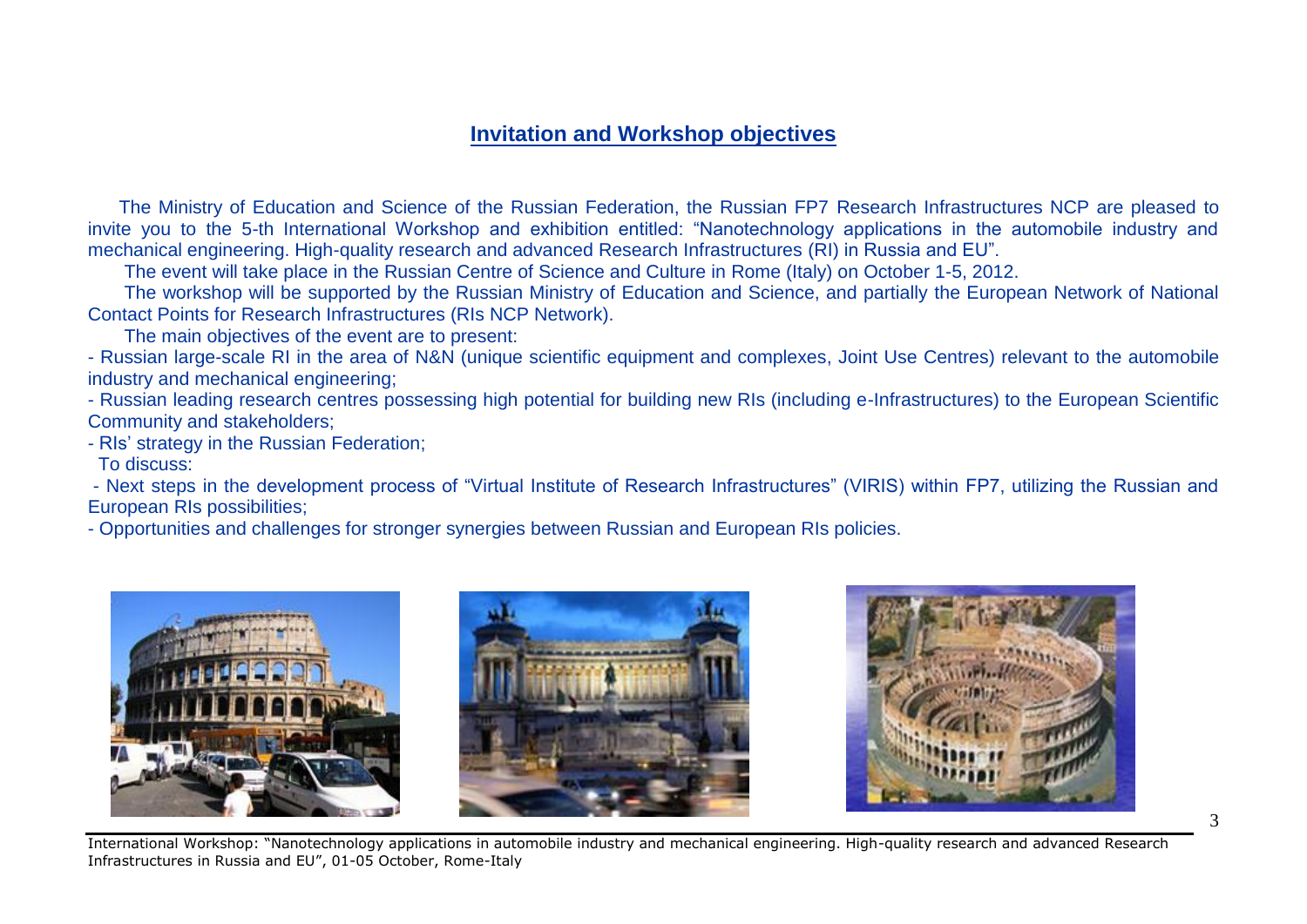## Invitation and Workshop objectives

The Ministry of Education and Science of the Russian Federation, the Russian FP7 Research Infrastructures NCP are pleased to invite you to the 5-th International Workshop and exhibition entitled: "Nanotechnology applications in the automobile industry and mechanical engineering. High-quality research and advanced Research Infrastructures (RI) in Russia and EU".

The event will take place in the Russian Centre of Science and Culture in Rome (Italy) on October 1-5, 2012.

The workshop will be supported by the Russian Ministry of Education and Science, and partially the European Network of National Contact Points for Research Infrastructures (RIs NCP Network).

The main objectives of the event are to present:

- Russian large-scale RI in the area of N&N (unique scientific equipment and complexes, Joint Use Centres) relevant to the automobile industry and mechanical engineering;
- Russian leading research centres possessing high potential for building new RIs (including e-Infrastructures) to the European Scientific Community and stakeholders;
- RIs' strategy in the Russian Federation;

To discuss:

- Next steps in the development process of "Virtual Institute of Research Infrastructures" (VIRIS) within FP7, utilizing the Russian and European RIs possibilities;
- Opportunities and challenges for stronger synergies between Russian and European RIs policies.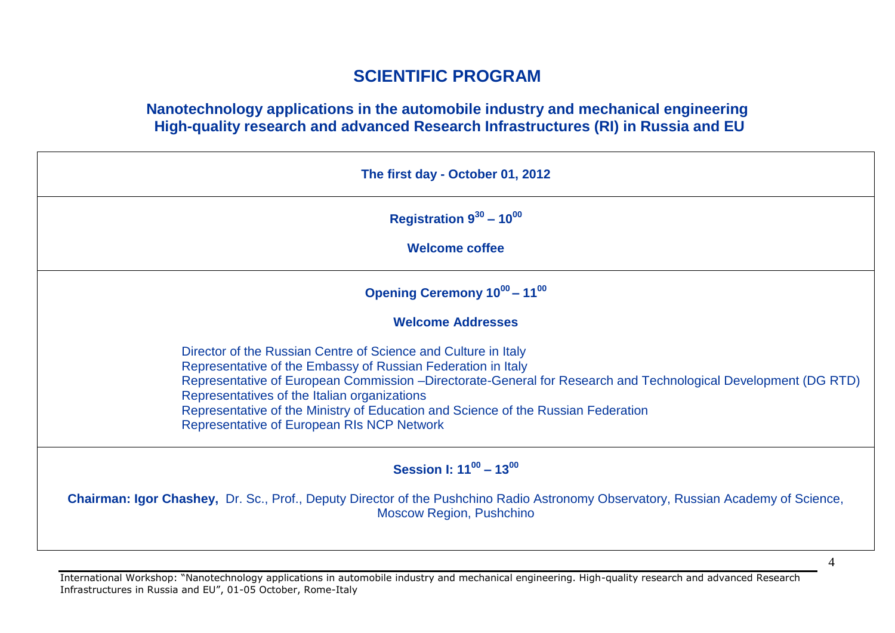# SCIENTIFIC PROGRAM

## Nanotechnology applications in the automobile industry and mechanical engineering
## High-quality research and advanced Research Infrastructures (RI) in Russia and EU

**The first day - October 01, 2012**

**Registration $9^{30}$ – $10^{00}$**

**Welcome coffee**

**Opening Ceremony $10^{00}$ – $11^{00}$**

**Welcome Addresses**

Director of the Russian Centre of Science and Culture in Italy
Representative of the Embassy of Russian Federation in Italy
Representative of European Commission –Directorate-General for Research and Technological Development (DG RTD)
Representatives of the Italian organizations
Representative of the Ministry of Education and Science of the Russian Federation
Representative of European RIs NCP Network

**Session I: $11^{00}$ – $13^{00}$**

**Chairman: Igor Chashey,** Dr. Sc., Prof., Deputy Director of the Pushchino Radio Astronomy Observatory, Russian Academy of Science, Moscow Region, Pushchino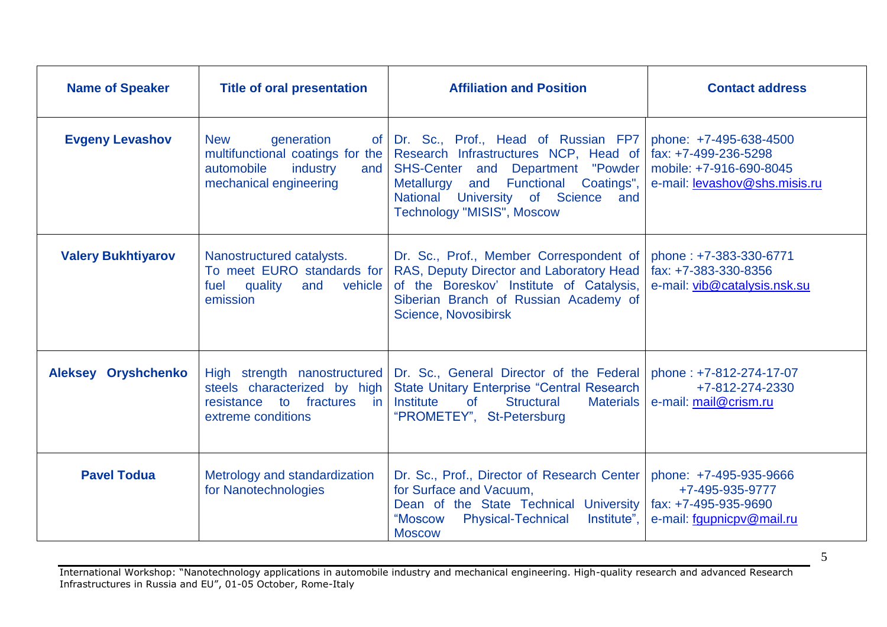| Name of Speaker | Title of oral presentation | Affiliation and Position | Contact address |
|---|---|---|---|
| **Evgeny Levashov** | New generation of multifunctional coatings for the automobile industry and mechanical engineering | Dr. Sc., Prof., Head of Russian FP7 Research Infrastructures NCP, Head of SHS-Center and Department "Powder Metallurgy and Functional Coatings", National University of Science and Technology "MISIS", Moscow | phone: +7-495-638-4500<br>fax: +7-499-236-5298<br>mobile: +7-916-690-8045<br>e-mail: levashov@shs.misis.ru |
| **Valery Bukhtiyarov** | Nanostructured catalysts. To meet EURO standards for fuel quality and vehicle emission | Dr. Sc., Prof., Member Correspondent of RAS, Deputy Director and Laboratory Head of the Boreskov' Institute of Catalysis, Siberian Branch of Russian Academy of Science, Novosibirsk | phone : +7-383-330-6771<br>fax: +7-383-330-8356<br>e-mail: vib@catalysis.nsk.su |
| **Aleksey Oryshchenko** | High strength nanostructured steels characterized by high resistance to fractures in extreme conditions | Dr. Sc., General Director of the Federal State Unitary Enterprise "Central Research Institute of Structural Materials "PROMETEY", St-Petersburg | phone : +7-812-274-17-07<br>+7-812-274-2330<br>e-mail: mail@crism.ru |
| **Pavel Todua** | Metrology and standardization for Nanotechnologies | Dr. Sc., Prof., Director of Research Center for Surface and Vacuum,<br>Dean of the State Technical University "Moscow Physical-Technical Institute", Moscow | phone: +7-495-935-9666<br>+7-495-935-9777<br>fax: +7-495-935-9690<br>e-mail: fgupnicpv@mail.ru |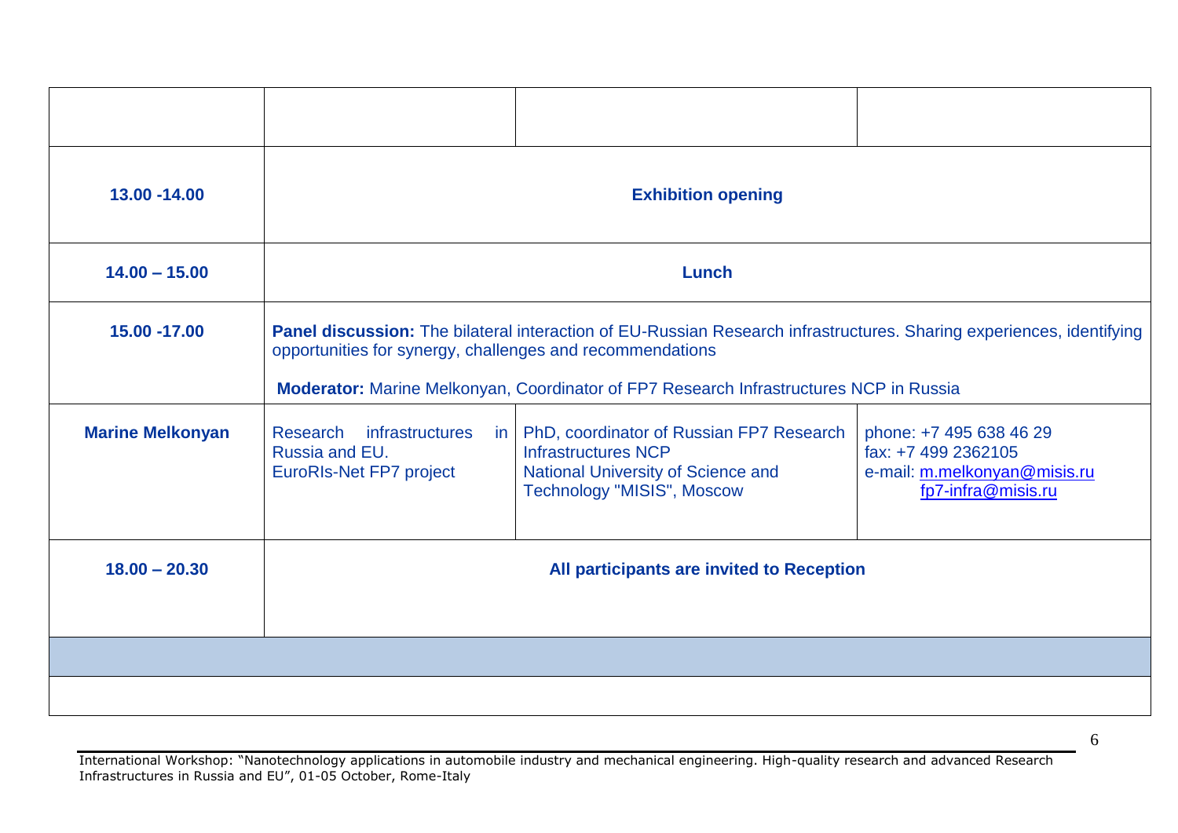| | | | |
|---|---|---|---|
| **13.00 -14.00** | **Exhibition opening** | | |
| **14.00 – 15.00** | **Lunch** | | |
| **15.00 -17.00** | **Panel discussion:** The bilateral interaction of EU-Russian Research infrastructures. Sharing experiences, identifying opportunities for synergy, challenges and recommendations<br><br>**Moderator:** Marine Melkonyan, Coordinator of FP7 Research Infrastructures NCP in Russia | | |
| **Marine Melkonyan** | Research infrastructures in Russia and EU.<br>EuroRIs-Net FP7 project | PhD, coordinator of Russian FP7 Research Infrastructures NCP<br>National University of Science and Technology "MISIS", Moscow | phone: +7 495 638 46 29<br>fax: +7 499 2362105<br>e-mail: m.melkonyan@misis.ru<br>fp7-infra@misis.ru |
| **18.00 – 20.30** | **All participants are invited to Reception** | | |
| | | | |
| | | | |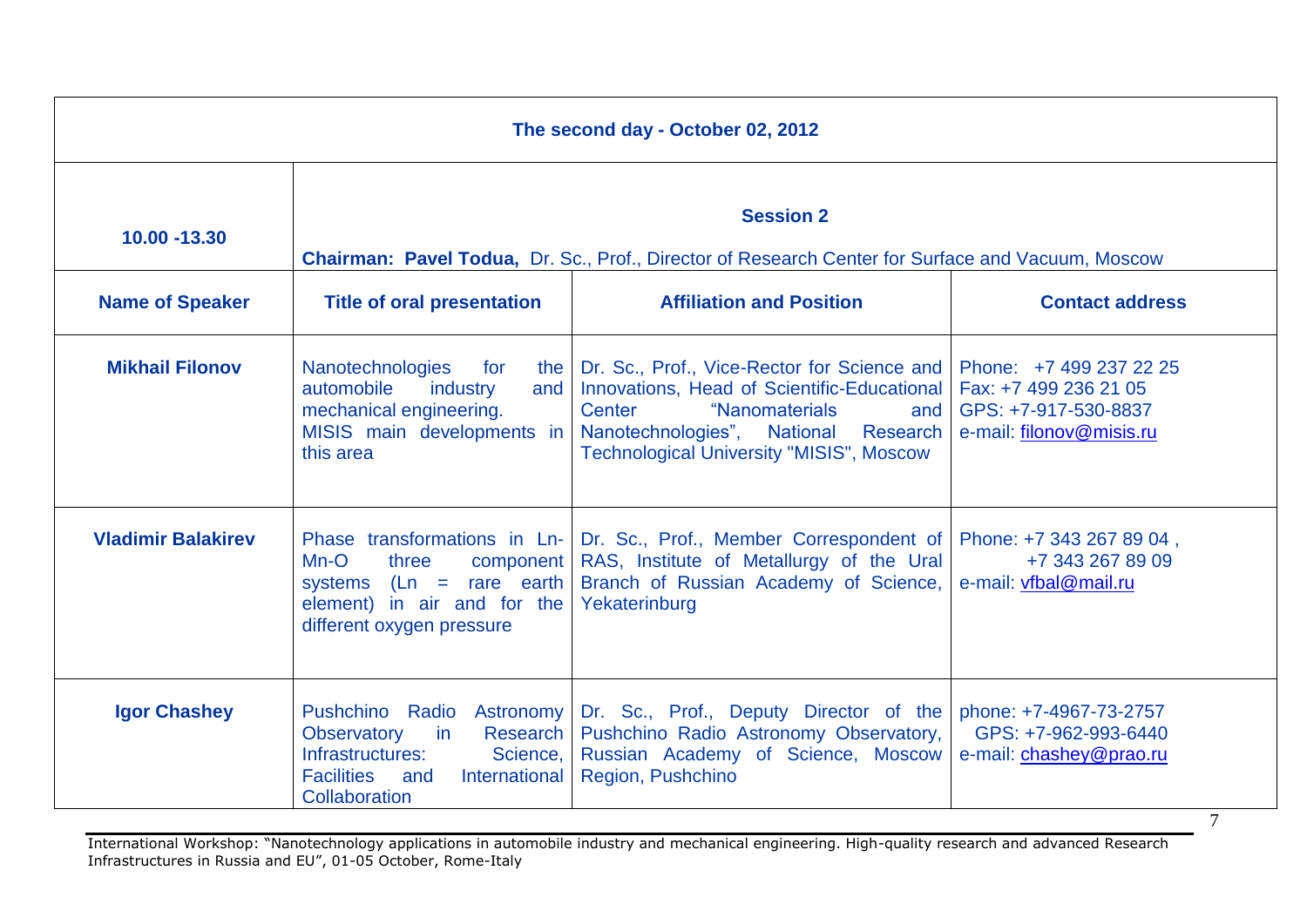| The second day - October 02, 2012 | | | |
|---|---|---|---|
| **10.00 -13.30** | **Session 2**<br>**Chairman: Pavel Todua,** Dr. Sc., Prof., Director of Research Center for Surface and Vacuum, Moscow | | |
| **Name of Speaker** | **Title of oral presentation** | **Affiliation and Position** | **Contact address** |
| **Mikhail Filonov** | Nanotechnologies for the automobile industry and mechanical engineering. MISIS main developments in this area | Dr. Sc., Prof., Vice-Rector for Science and Innovations, Head of Scientific-Educational Center "Nanomaterials and Nanotechnologies", National Research Technological University "MISIS", Moscow | Phone: +7 499 237 22 25<br>Fax: +7 499 236 21 05<br>GPS: +7-917-530-8837<br>e-mail: filonov@misis.ru |
| **Vladimir Balakirev** | Phase transformations in Ln-Mn-O three component systems (Ln = rare earth element) in air and for the different oxygen pressure | Dr. Sc., Prof., Member Correspondent of RAS, Institute of Metallurgy of the Ural Branch of Russian Academy of Science, Yekaterinburg | Phone: +7 343 267 89 04 ,<br>+7 343 267 89 09<br>e-mail: vfbal@mail.ru |
| **Igor Chashey** | Pushchino Radio Astronomy Observatory in Research Infrastructures: Science, Facilities and International Collaboration | Dr. Sc., Prof., Deputy Director of the Pushchino Radio Astronomy Observatory, Russian Academy of Science, Moscow Region, Pushchino | phone: +7-4967-73-2757<br>GPS: +7-962-993-6440<br>e-mail: chashey@prao.ru |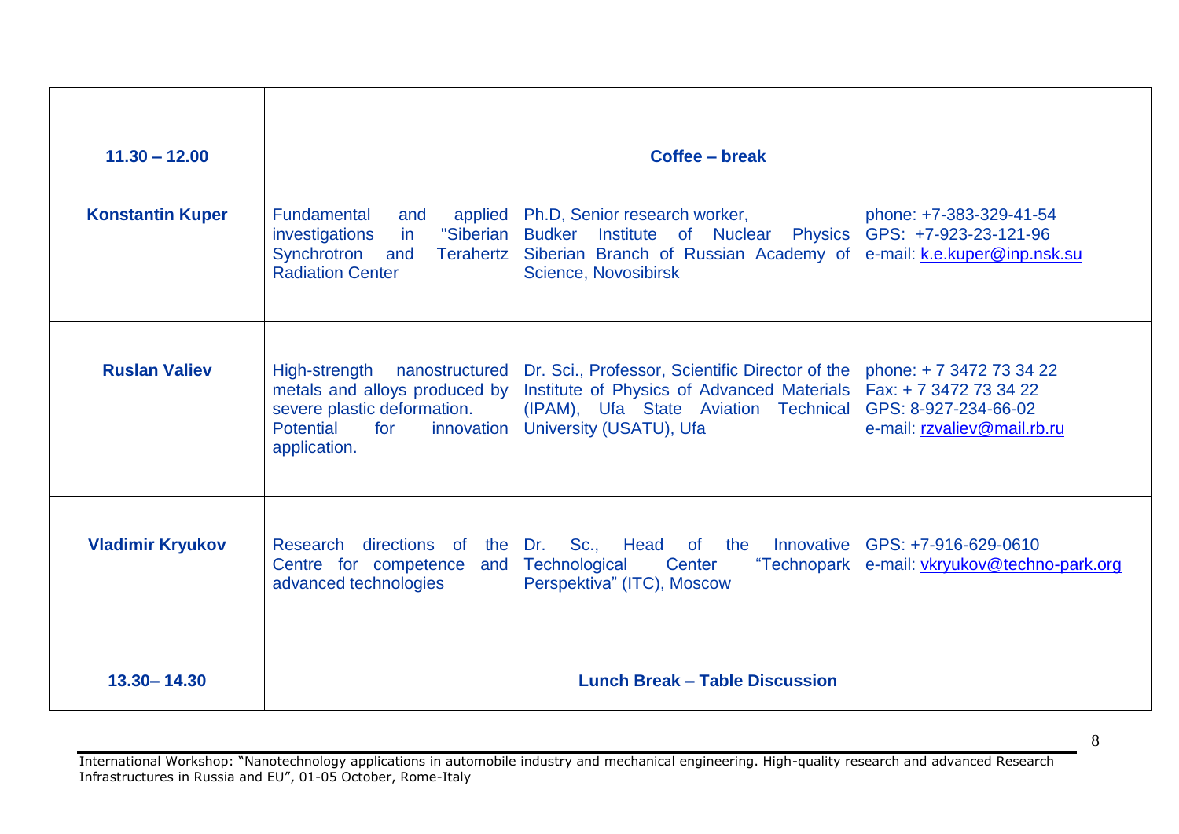| | | | |
|---|---|---|---|
| **11.30 – 12.00** | **Coffee – break** | | |
| **Konstantin Kuper** | Fundamental and applied investigations in "Siberian Synchrotron and Terahertz Radiation Center | Ph.D, Senior research worker, Budker Institute of Nuclear Physics Siberian Branch of Russian Academy of Science, Novosibirsk | phone: +7-383-329-41-54<br>GPS: +7-923-23-121-96<br>e-mail: k.e.kuper@inp.nsk.su |
| **Ruslan Valiev** | High-strength nanostructured metals and alloys produced by severe plastic deformation. Potential for innovation application. | Dr. Sci., Professor, Scientific Director of the Institute of Physics of Advanced Materials (IPAM), Ufa State Aviation Technical University (USATU), Ufa | phone: + 7 3472 73 34 22<br>Fax: + 7 3472 73 34 22<br>GPS: 8-927-234-66-02<br>e-mail: rzvaliev@mail.rb.ru |
| **Vladimir Kryukov** | Research directions of the Centre for competence and advanced technologies | Dr. Sc., Head of the Innovative Technological Center "Technopark Perspektiva" (ITC), Moscow | GPS: +7-916-629-0610<br>e-mail: vkryukov@techno-park.org |
| **13.30– 14.30** | **Lunch Break – Table Discussion** | | |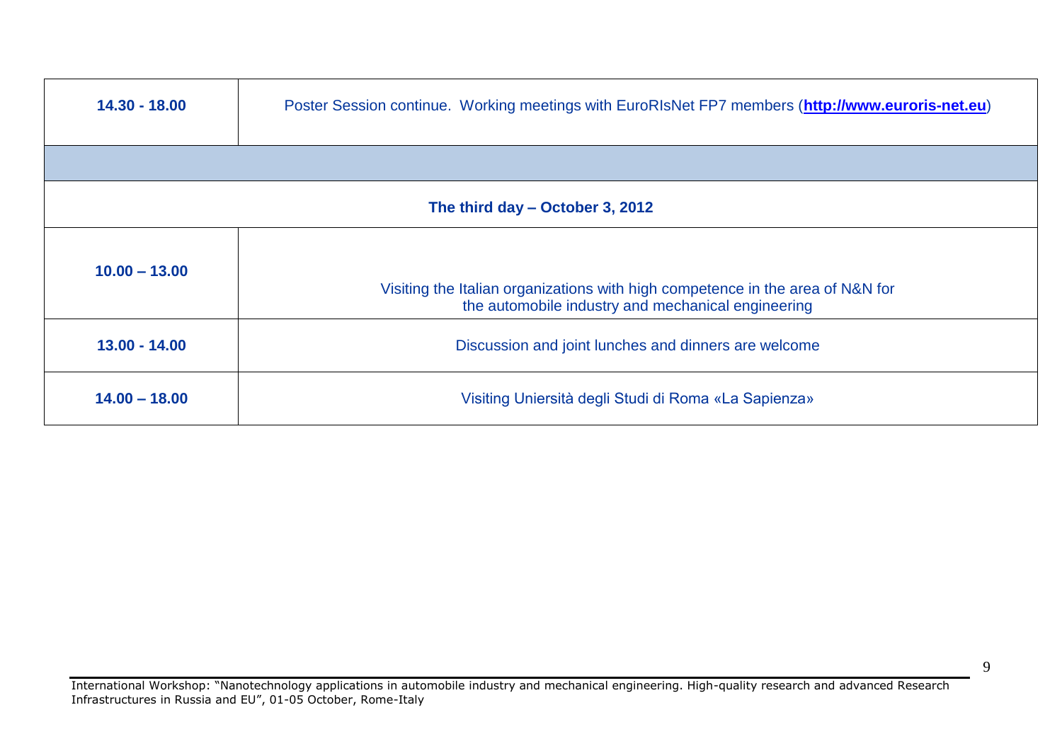| | |
|---|---|
| **14.30 - 18.00** | Poster Session continue. Working meetings with EuroRIsNet FP7 members (**http://www.euroris-net.eu**) |
| | |
| **The third day – October 3, 2012** | |
| **10.00 – 13.00** | Visiting the Italian organizations with high competence in the area of N&N for the automobile industry and mechanical engineering |
| **13.00 - 14.00** | Discussion and joint lunches and dinners are welcome |
| **14.00 – 18.00** | Visiting Uniersità degli Studi di Roma «La Sapienza» |